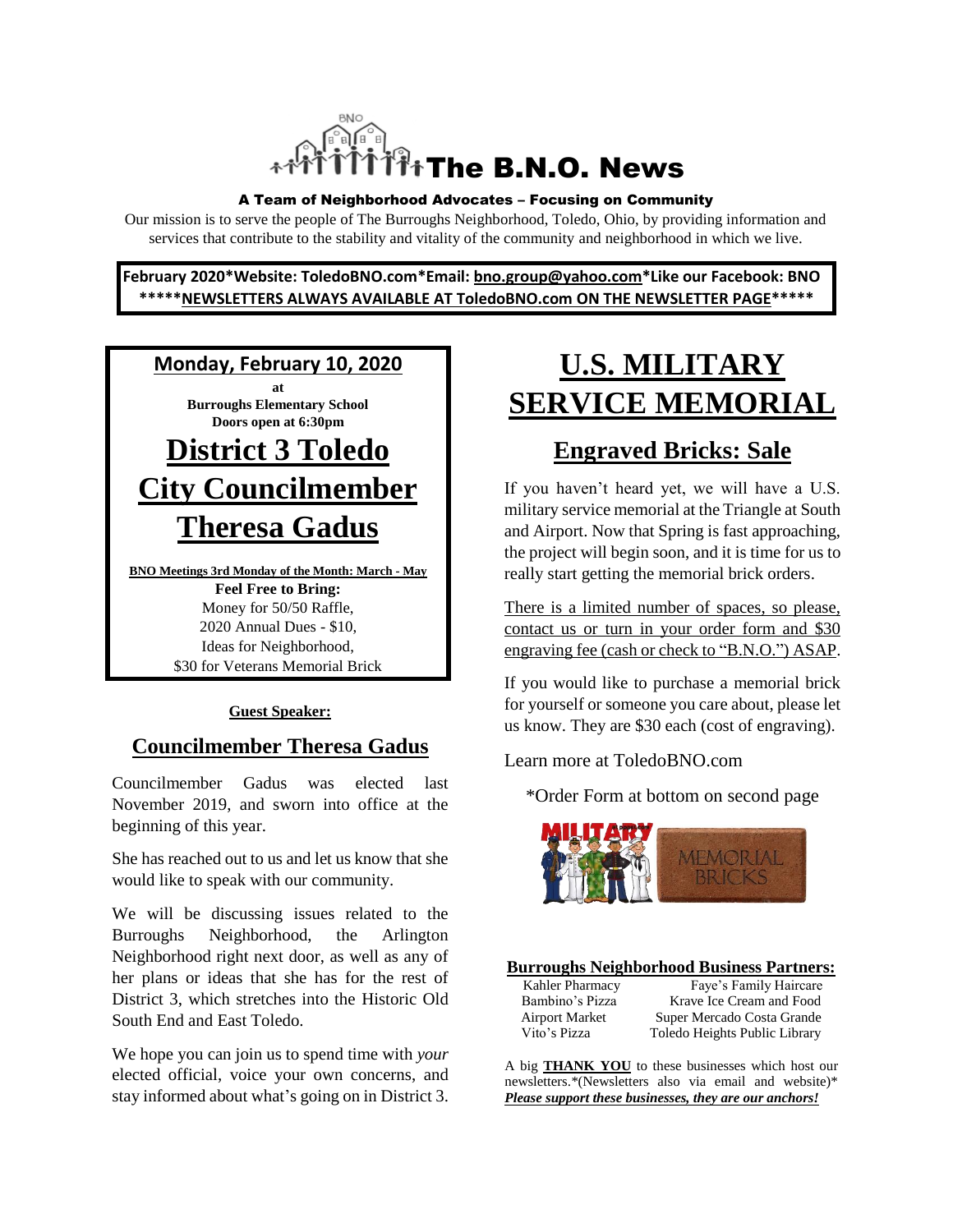# The B.N.O. News

**A Team of Neighborhood Advocates – Focusing on Community**

Our mission is to serve the people of The Burroughs Neighborhood, Toledo, Ohio, by providing information and services that contribute to the stability and vitality of the community and neighborhood in which we live.

**February 2020*Website: ToledoBNO.com*Email: bno.group@yahoo.com*Like our Facebook: BNO**
**\*\*\*\*\*NEWSLETTERS ALWAYS AVAILABLE AT ToledoBNO.com ON THE NEWSLETTER PAGE\*\*\*\*\***

**Monday, February 10, 2020**

**at**
**Burroughs Elementary School**
**Doors open at 6:30pm**

## District 3 Toledo City Councilmember Theresa Gadus

**BNO Meetings 3rd Monday of the Month: March - May**

**Feel Free to Bring:**
Money for 50/50 Raffle,
2020 Annual Dues - $10,
Ideas for Neighborhood,
$30 for Veterans Memorial Brick

**Guest Speaker:**

### Councilmember Theresa Gadus

Councilmember Gadus was elected last November 2019, and sworn into office at the beginning of this year.

She has reached out to us and let us know that she would like to speak with our community.

We will be discussing issues related to the Burroughs Neighborhood, the Arlington Neighborhood right next door, as well as any of her plans or ideas that she has for the rest of District 3, which stretches into the Historic Old South End and East Toledo.

We hope you can join us to spend time with *your* elected official, voice your own concerns, and stay informed about what's going on in District 3.

## U.S. MILITARY SERVICE MEMORIAL

### Engraved Bricks: Sale

If you haven't heard yet, we will have a U.S. military service memorial at the Triangle at South and Airport. Now that Spring is fast approaching, the project will begin soon, and it is time for us to really start getting the memorial brick orders.

There is a limited number of spaces, so please, contact us or turn in your order form and $30 engraving fee (cash or check to "B.N.O.") ASAP.

If you would like to purchase a memorial brick for yourself or someone you care about, please let us know. They are $30 each (cost of engraving).

Learn more at ToledoBNO.com

*Order Form at bottom on second page

MILITARY MEMORIAL BRICKS

**Burroughs Neighborhood Business Partners:**

| | |
|---|---|
| Kahler Pharmacy | Faye's Family Haircare |
| Bambino's Pizza | Krave Ice Cream and Food |
| Airport Market | Super Mercado Costa Grande |
| Vito's Pizza | Toledo Heights Public Library |

A big **THANK YOU** to these businesses which host our newsletters.*(Newsletters also via email and website)*
***Please support these businesses, they are our anchors!***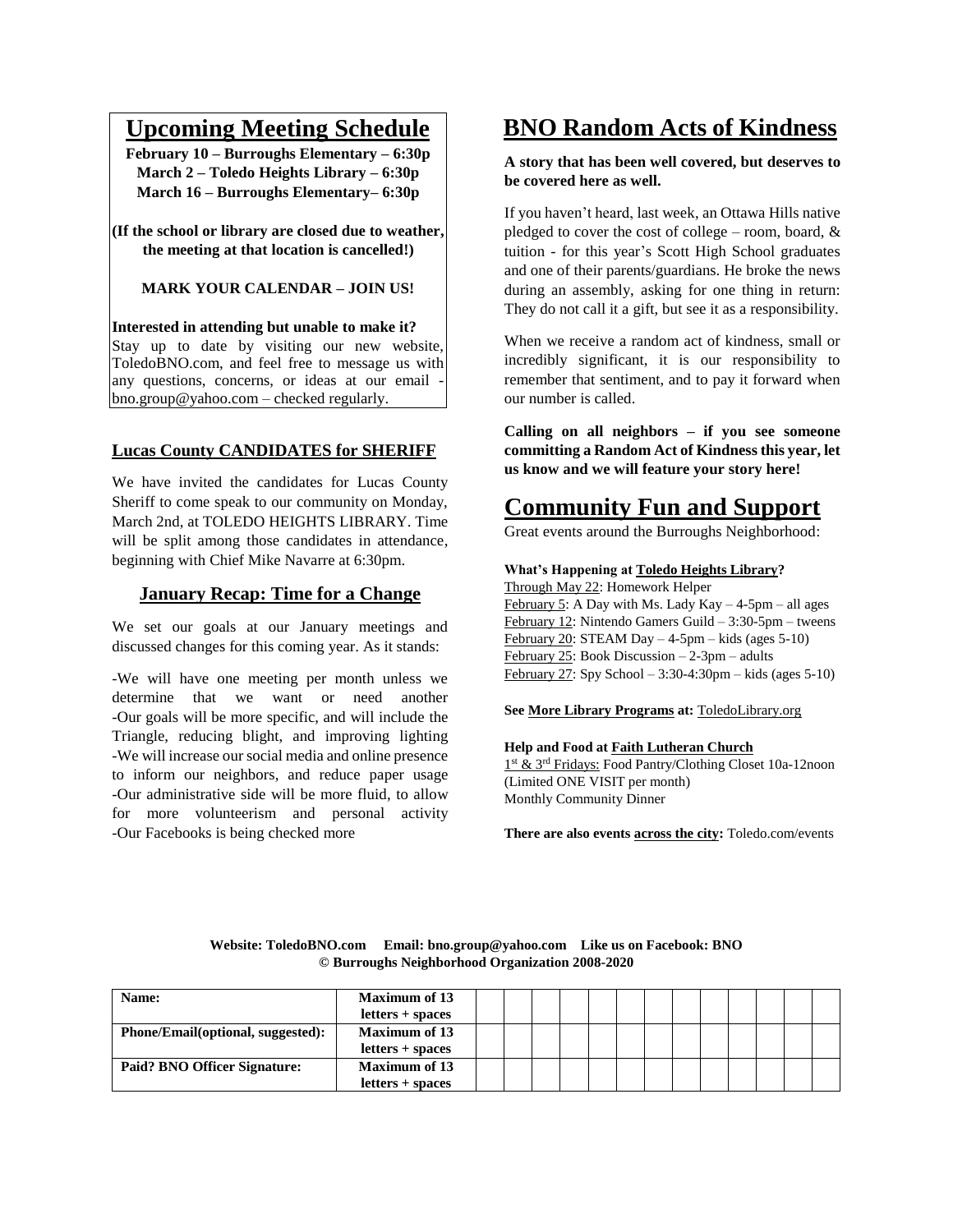## Upcoming Meeting Schedule

**February 10 – Burroughs Elementary – 6:30p**
**March 2 – Toledo Heights Library – 6:30p**
**March 16 – Burroughs Elementary– 6:30p**

**(If the school or library are closed due to weather, the meeting at that location is cancelled!)**

**MARK YOUR CALENDAR – JOIN US!**

**Interested in attending but unable to make it?**
Stay up to date by visiting our new website, ToledoBNO.com, and feel free to message us with any questions, concerns, or ideas at our email - bno.group@yahoo.com – checked regularly.

### Lucas County CANDIDATES for SHERIFF

We have invited the candidates for Lucas County Sheriff to come speak to our community on Monday, March 2nd, at TOLEDO HEIGHTS LIBRARY. Time will be split among those candidates in attendance, beginning with Chief Mike Navarre at 6:30pm.

### January Recap: Time for a Change

We set our goals at our January meetings and discussed changes for this coming year. As it stands:

-We will have one meeting per month unless we determine that we want or need another
-Our goals will be more specific, and will include the Triangle, reducing blight, and improving lighting
-We will increase our social media and online presence to inform our neighbors, and reduce paper usage
-Our administrative side will be more fluid, to allow for more volunteerism and personal activity
-Our Facebooks is being checked more

## BNO Random Acts of Kindness

**A story that has been well covered, but deserves to be covered here as well.**

If you haven't heard, last week, an Ottawa Hills native pledged to cover the cost of college – room, board, & tuition - for this year's Scott High School graduates and one of their parents/guardians. He broke the news during an assembly, asking for one thing in return: They do not call it a gift, but see it as a responsibility.

When we receive a random act of kindness, small or incredibly significant, it is our responsibility to remember that sentiment, and to pay it forward when our number is called.

**Calling on all neighbors – if you see someone committing a Random Act of Kindness this year, let us know and we will feature your story here!**

## Community Fun and Support

Great events around the Burroughs Neighborhood:

**What's Happening at Toledo Heights Library?**
Through May 22: Homework Helper
February 5: A Day with Ms. Lady Kay – 4-5pm – all ages
February 12: Nintendo Gamers Guild – 3:30-5pm – tweens
February 20: STEAM Day – 4-5pm – kids (ages 5-10)
February 25: Book Discussion – 2-3pm – adults
February 27: Spy School – 3:30-4:30pm – kids (ages 5-10)

**See More Library Programs at:** ToledoLibrary.org

**Help and Food at Faith Lutheran Church**
1st & 3rd Fridays: Food Pantry/Clothing Closet 10a-12noon
(Limited ONE VISIT per month)
Monthly Community Dinner

**There are also events across the city:** Toledo.com/events

**Website: ToledoBNO.com Email: bno.group@yahoo.com Like us on Facebook: BNO**
**© Burroughs Neighborhood Organization 2008-2020**

| | | | | | | | | | | | | | | |
|---|---|---|---|---|---|---|---|---|---|---|---|---|---|---|
| **Name:** | **Maximum of 13 letters + spaces** | | | | | | | | | | | | | |
| **Phone/Email(optional, suggested):** | **Maximum of 13 letters + spaces** | | | | | | | | | | | | | |
| **Paid? BNO Officer Signature:** | **Maximum of 13 letters + spaces** | | | | | | | | | | | | | |